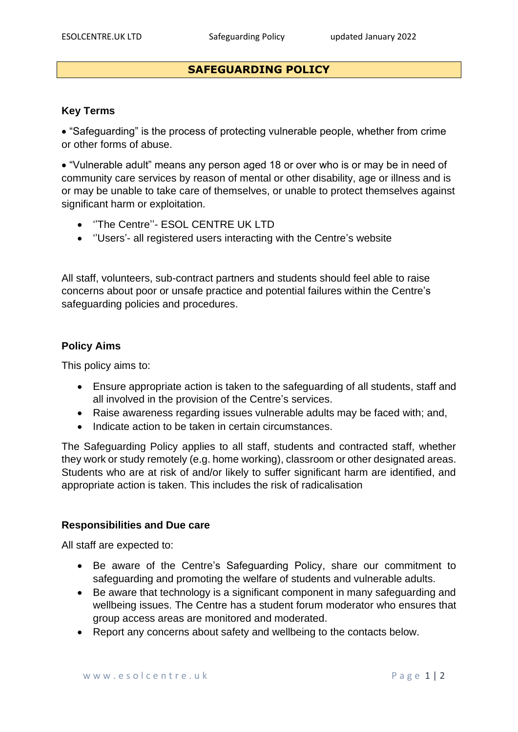# SAFEGUARDING POLICY

**Key Terms**

- "Safeguarding" is the process of protecting vulnerable people, whether from crime or other forms of abuse.

- "Vulnerable adult" means any person aged 18 or over who is or may be in need of community care services by reason of mental or other disability, age or illness and is or may be unable to take care of themselves, or unable to protect themselves against significant harm or exploitation.

- ''The Centre''- ESOL CENTRE UK LTD
- ''Users'- all registered users interacting with the Centre's website

All staff, volunteers, sub-contract partners and students should feel able to raise concerns about poor or unsafe practice and potential failures within the Centre's safeguarding policies and procedures.

**Policy Aims**

This policy aims to:

- Ensure appropriate action is taken to the safeguarding of all students, staff and all involved in the provision of the Centre's services.
- Raise awareness regarding issues vulnerable adults may be faced with; and,
- Indicate action to be taken in certain circumstances.

The Safeguarding Policy applies to all staff, students and contracted staff, whether they work or study remotely (e.g. home working), classroom or other designated areas. Students who are at risk of and/or likely to suffer significant harm are identified, and appropriate action is taken. This includes the risk of radicalisation

**Responsibilities and Due care**

All staff are expected to:

- Be aware of the Centre's Safeguarding Policy, share our commitment to safeguarding and promoting the welfare of students and vulnerable adults.
- Be aware that technology is a significant component in many safeguarding and wellbeing issues. The Centre has a student forum moderator who ensures that group access areas are monitored and moderated.
- Report any concerns about safety and wellbeing to the contacts below.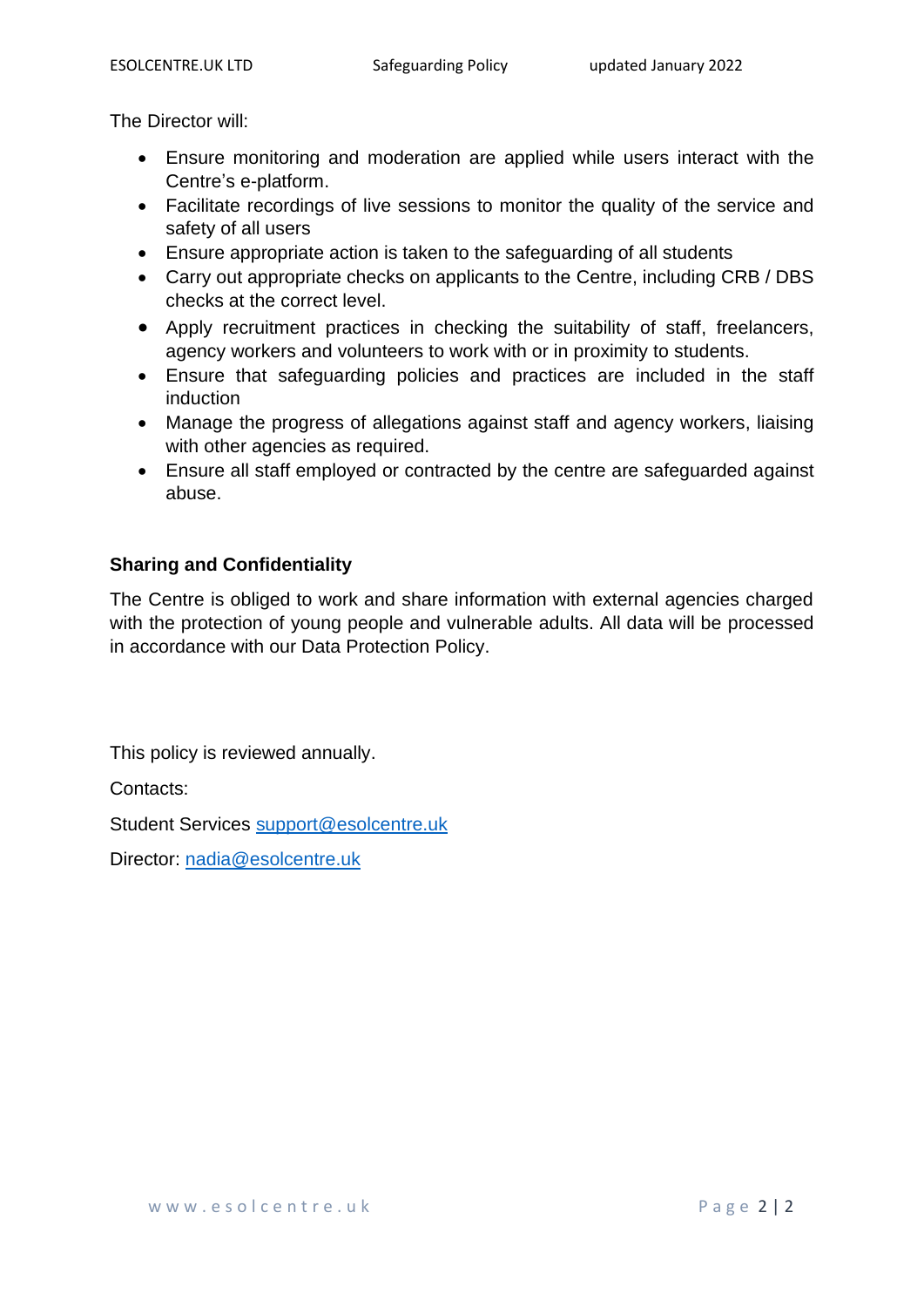The Director will:

- Ensure monitoring and moderation are applied while users interact with the Centre's e-platform.
- Facilitate recordings of live sessions to monitor the quality of the service and safety of all users
- Ensure appropriate action is taken to the safeguarding of all students
- Carry out appropriate checks on applicants to the Centre, including CRB / DBS checks at the correct level.
- Apply recruitment practices in checking the suitability of staff, freelancers, agency workers and volunteers to work with or in proximity to students.
- Ensure that safeguarding policies and practices are included in the staff induction
- Manage the progress of allegations against staff and agency workers, liaising with other agencies as required.
- Ensure all staff employed or contracted by the centre are safeguarded against abuse.

**Sharing and Confidentiality**

The Centre is obliged to work and share information with external agencies charged with the protection of young people and vulnerable adults. All data will be processed in accordance with our Data Protection Policy.

This policy is reviewed annually.

Contacts:

Student Services support@esolcentre.uk

Director: nadia@esolcentre.uk